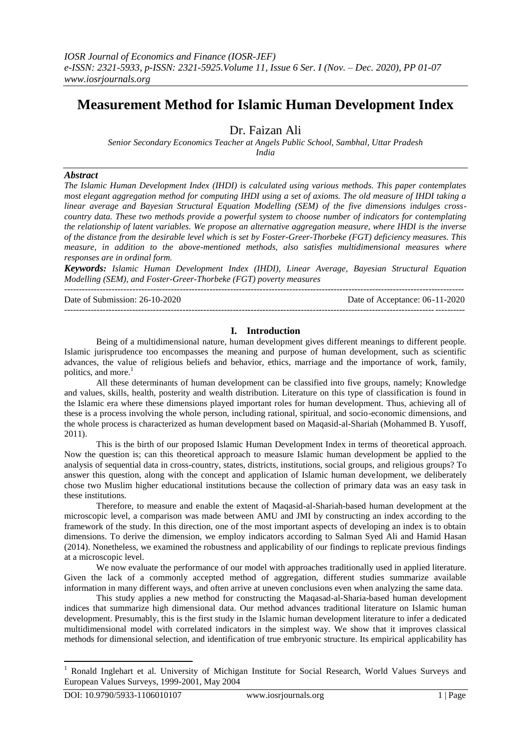# Measurement Method for Islamic Human Development Index

Dr. Faizan Ali

*Senior Secondary Economics Teacher at Angels Public School, Sambhal, Uttar Pradesh*
*India*

### *Abstract*

*The Islamic Human Development Index (IHDI) is calculated using various methods. This paper contemplates most elegant aggregation method for computing IHDI using a set of axioms. The old measure of IHDI taking a linear average and Bayesian Structural Equation Modelling (SEM) of the five dimensions indulges cross-country data. These two methods provide a powerful system to choose number of indicators for contemplating the relationship of latent variables. We propose an alternative aggregation measure, where IHDI is the inverse of the distance from the desirable level which is set by Foster-Greer-Thorbeke (FGT) deficiency measures. This measure, in addition to the above-mentioned methods, also satisfies multidimensional measures where responses are in ordinal form.*

***Keywords:*** *Islamic Human Development Index (IHDI), Linear Average, Bayesian Structural Equation Modelling (SEM), and Foster-Greer-Thorbeke (FGT) poverty measures*

---

Date of Submission: 26-10-2020 Date of Acceptance: 06-11-2020

---

## I. Introduction

Being of a multidimensional nature, human development gives different meanings to different people. Islamic jurisprudence too encompasses the meaning and purpose of human development, such as scientific advances, the value of religious beliefs and behavior, ethics, marriage and the importance of work, family, politics, and more.[1]

All these determinants of human development can be classified into five groups, namely; Knowledge and values, skills, health, posterity and wealth distribution. Literature on this type of classification is found in the Islamic era where these dimensions played important roles for human development. Thus, achieving all of these is a process involving the whole person, including rational, spiritual, and socio-economic dimensions, and the whole process is characterized as human development based on Maqasid-al-Shariah (Mohammed B. Yusoff, 2011).

This is the birth of our proposed Islamic Human Development Index in terms of theoretical approach. Now the question is; can this theoretical approach to measure Islamic human development be applied to the analysis of sequential data in cross-country, states, districts, institutions, social groups, and religious groups? To answer this question, along with the concept and application of Islamic human development, we deliberately chose two Muslim higher educational institutions because the collection of primary data was an easy task in these institutions.

Therefore, to measure and enable the extent of Maqasid-al-Shariah-based human development at the microscopic level, a comparison was made between AMU and JMI by constructing an index according to the framework of the study. In this direction, one of the most important aspects of developing an index is to obtain dimensions. To derive the dimension, we employ indicators according to Salman Syed Ali and Hamid Hasan (2014). Nonetheless, we examined the robustness and applicability of our findings to replicate previous findings at a microscopic level.

We now evaluate the performance of our model with approaches traditionally used in applied literature. Given the lack of a commonly accepted method of aggregation, different studies summarize available information in many different ways, and often arrive at uneven conclusions even when analyzing the same data.

This study applies a new method for constructing the Maqasad-al-Sharia-based human development indices that summarize high dimensional data. Our method advances traditional literature on Islamic human development. Presumably, this is the first study in the Islamic human development literature to infer a dedicated multidimensional model with correlated indicators in the simplest way. We show that it improves classical methods for dimensional selection, and identification of true embryonic structure. Its empirical applicability has

---

[1] Ronald Inglehart et al. University of Michigan Institute for Social Research, World Values Surveys and European Values Surveys, 1999-2001, May 2004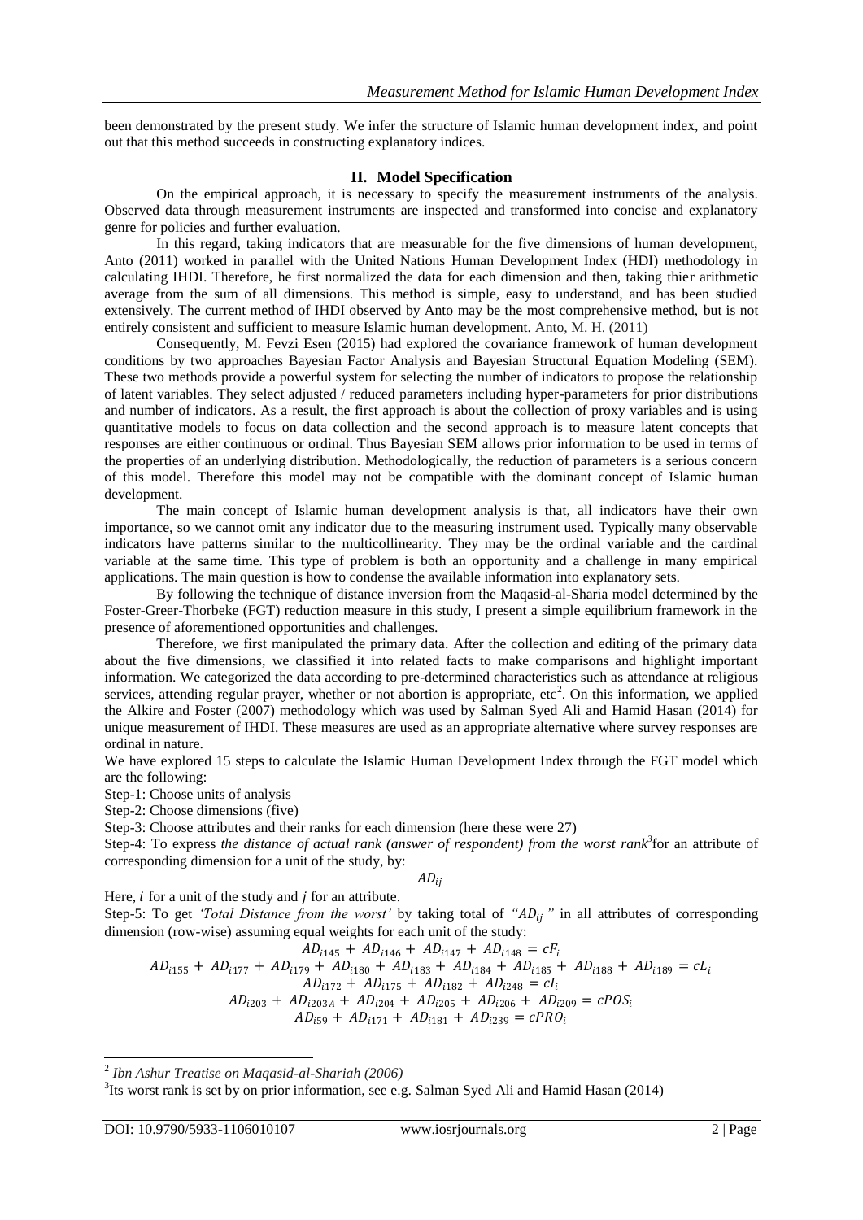been demonstrated by the present study. We infer the structure of Islamic human development index, and point out that this method succeeds in constructing explanatory indices.

## II. Model Specification

On the empirical approach, it is necessary to specify the measurement instruments of the analysis. Observed data through measurement instruments are inspected and transformed into concise and explanatory genre for policies and further evaluation.

In this regard, taking indicators that are measurable for the five dimensions of human development, Anto (2011) worked in parallel with the United Nations Human Development Index (HDI) methodology in calculating IHDI. Therefore, he first normalized the data for each dimension and then, taking thier arithmetic average from the sum of all dimensions. This method is simple, easy to understand, and has been studied extensively. The current method of IHDI observed by Anto may be the most comprehensive method, but is not entirely consistent and sufficient to measure Islamic human development. Anto, M. H. (2011)

Consequently, M. Fevzi Esen (2015) had explored the covariance framework of human development conditions by two approaches Bayesian Factor Analysis and Bayesian Structural Equation Modeling (SEM). These two methods provide a powerful system for selecting the number of indicators to propose the relationship of latent variables. They select adjusted / reduced parameters including hyper-parameters for prior distributions and number of indicators. As a result, the first approach is about the collection of proxy variables and is using quantitative models to focus on data collection and the second approach is to measure latent concepts that responses are either continuous or ordinal. Thus Bayesian SEM allows prior information to be used in terms of the properties of an underlying distribution. Methodologically, the reduction of parameters is a serious concern of this model. Therefore this model may not be compatible with the dominant concept of Islamic human development.

The main concept of Islamic human development analysis is that, all indicators have their own importance, so we cannot omit any indicator due to the measuring instrument used. Typically many observable indicators have patterns similar to the multicollinearity. They may be the ordinal variable and the cardinal variable at the same time. This type of problem is both an opportunity and a challenge in many empirical applications. The main question is how to condense the available information into explanatory sets.

By following the technique of distance inversion from the Maqasid-al-Sharia model determined by the Foster-Greer-Thorbeke (FGT) reduction measure in this study, I present a simple equilibrium framework in the presence of aforementioned opportunities and challenges.

Therefore, we first manipulated the primary data. After the collection and editing of the primary data about the five dimensions, we classified it into related facts to make comparisons and highlight important information. We categorized the data according to pre-determined characteristics such as attendance at religious services, attending regular prayer, whether or not abortion is appropriate, etc[2]. On this information, we applied the Alkire and Foster (2007) methodology which was used by Salman Syed Ali and Hamid Hasan (2014) for unique measurement of IHDI. These measures are used as an appropriate alternative where survey responses are ordinal in nature.

We have explored 15 steps to calculate the Islamic Human Development Index through the FGT model which are the following:

Step-1: Choose units of analysis

Step-2: Choose dimensions (five)

Step-3: Choose attributes and their ranks for each dimension (here these were 27)

Step-4: To express *the distance of actual rank (answer of respondent) from the worst rank*[3] for an attribute of corresponding dimension for a unit of the study, by:

$$AD_{ij}$$

Here, $i$ for a unit of the study and $j$ for an attribute.

Step-5: To get *'Total Distance from the worst'* by taking total of *"$AD_{ij}$"* in all attributes of corresponding dimension (row-wise) assuming equal weights for each unit of the study:

$$AD_{i145} + AD_{i146} + AD_{i147} + AD_{i148} = cF_i$$

$$AD_{i155} + AD_{i177} + AD_{i179} + AD_{i180} + AD_{i183} + AD_{i184} + AD_{i185} + AD_{i188} + AD_{i189} = cL_i$$

$$AD_{i172} + AD_{i175} + AD_{i182} + AD_{i248} = cI_i$$

$$AD_{i203} + AD_{i203A} + AD_{i204} + AD_{i205} + AD_{i206} + AD_{i209} = cPOS_i$$

$$AD_{i59} + AD_{i171} + AD_{i181} + AD_{i239} = cPRO_i$$

---

[2] *Ibn Ashur Treatise on Maqasid-al-Shariah (2006)*

[3] Its worst rank is set by on prior information, see e.g. Salman Syed Ali and Hamid Hasan (2014)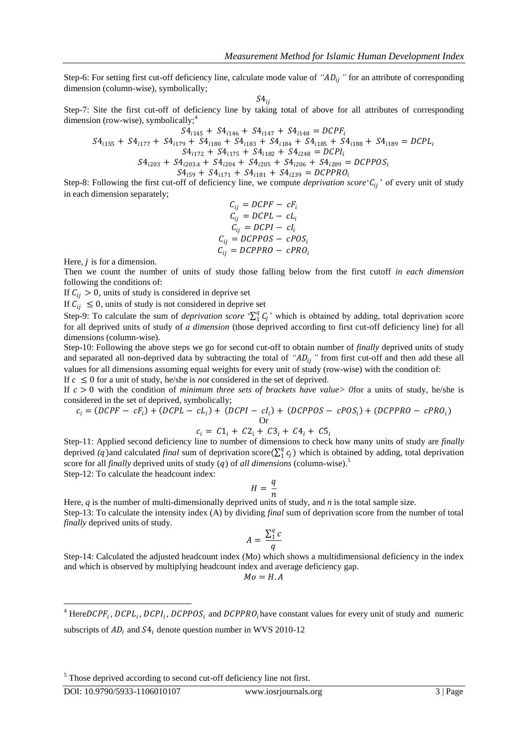Step-6: For setting first cut-off deficiency line, calculate mode value of *"$AD_{ij}$"* for an attribute of corresponding dimension (column-wise), symbolically;

$$S4_{ij}$$

Step-7: Site the first cut-off of deficiency line by taking total of above for all attributes of corresponding dimension (row-wise), symbolically;[4]

$$S4_{i145} + S4_{i146} + S4_{i147} + S4_{i148} = DCPF_i$$
$$S4_{i155} + S4_{i177} + S4_{i179} + S4_{i180} + S4_{i183} + S4_{i184} + S4_{i185} + S4_{i188} + S4_{i189} = DCPL_i$$
$$S4_{i172} + S4_{i175} + S4_{i182} + S4_{i248} = DCPI_i$$
$$S4_{i203} + S4_{i203A} + S4_{i204} + S4_{i205} + S4_{i206} + S4_{i209} = DCPPOS_i$$
$$S4_{i59} + S4_{i171} + S4_{i181} + S4_{i239} = DCPPRO_i$$

Step-8: Following the first cut-off of deficiency line, we compute *deprivation score*'$C_{ij}$' of every unit of study in each dimension separately;

$$C_{ij} = DCPF - cF_i$$
$$C_{ij} = DCPL - cL_i$$
$$C_{ij} = DCPI - cI_i$$
$$C_{ij} = DCPPOS - cPOS_i$$
$$C_{ij} = DCPPRO - cPRO_i$$

Here, $j$ is for a dimension.

Then we count the number of units of study those falling below from the first cutoff *in each dimension* following the conditions of:

If $C_{ij} > 0$, units of study is considered in deprive set

If $C_{ij} \leq 0$, units of study is not considered in deprive set

Step-9: To calculate the sum of *deprivation score* '$\sum_1^q C_j$' which is obtained by adding, total deprivation score for all deprived units of study of *a dimension* (those deprived according to first cut-off deficiency line) for all dimensions (column-wise).

Step-10: Following the above steps we go for second cut-off to obtain number of *finally* deprived units of study and separated all non-deprived data by subtracting the total of *"$AD_{ij}$"* from first cut-off and then add these all values for all dimensions assuming equal weights for every unit of study (row-wise) with the condition of:

If $c \leq 0$ for a unit of study, he/she is *not* considered in the set of deprived.

If $c > 0$ with the condition of *minimum three sets of brackets have value> 0*for a units of study, he/she is considered in the set of deprived, symbolically;

$$c_i = (DCPF - cF_i) + (DCPL - cL_i) + (DCPI - cI_i) + (DCPPOS - cPOS_i) + (DCPPRO - cPRO_i)$$

Or

$$c_i = C1_i + C2_i + C3_i + C4_i + C5_i$$

Step-11: Applied second deficiency line to number of dimensions to check how many units of study are *finally* deprived *($q$)*and calculated *final* sum of deprivation score($\sum_1^q c_j$) which is obtained by adding, total deprivation score for all *finally* deprived units of study ($q$) of *all dimensions* (column-wise).[5]

Step-12: To calculate the headcount index:

$$H = \frac{q}{n}$$

Here, *q* is the number of multi-dimensionally deprived units of study, and *n* is the total sample size.

Step-13: To calculate the intensity index (A) by dividing *final* sum of deprivation score from the number of total *finally* deprived units of study.

$$A = \frac{\sum_1^q c}{q}$$

Step-14: Calculated the adjusted headcount index (Mo) which shows a multidimensional deficiency in the index and which is observed by multiplying headcount index and average deficiency gap.

$$Mo = H.A$$

---

[4] Here$DCPF_i$, $DCPL_i$, $DCPI_i$, $DCPPOS_i$ and $DCPPRO_i$have constant values for every unit of study and numeric subscripts of $AD_i$ and $S4_i$ denote question number in WVS 2010-12

[5] Those deprived according to second cut-off deficiency line not first.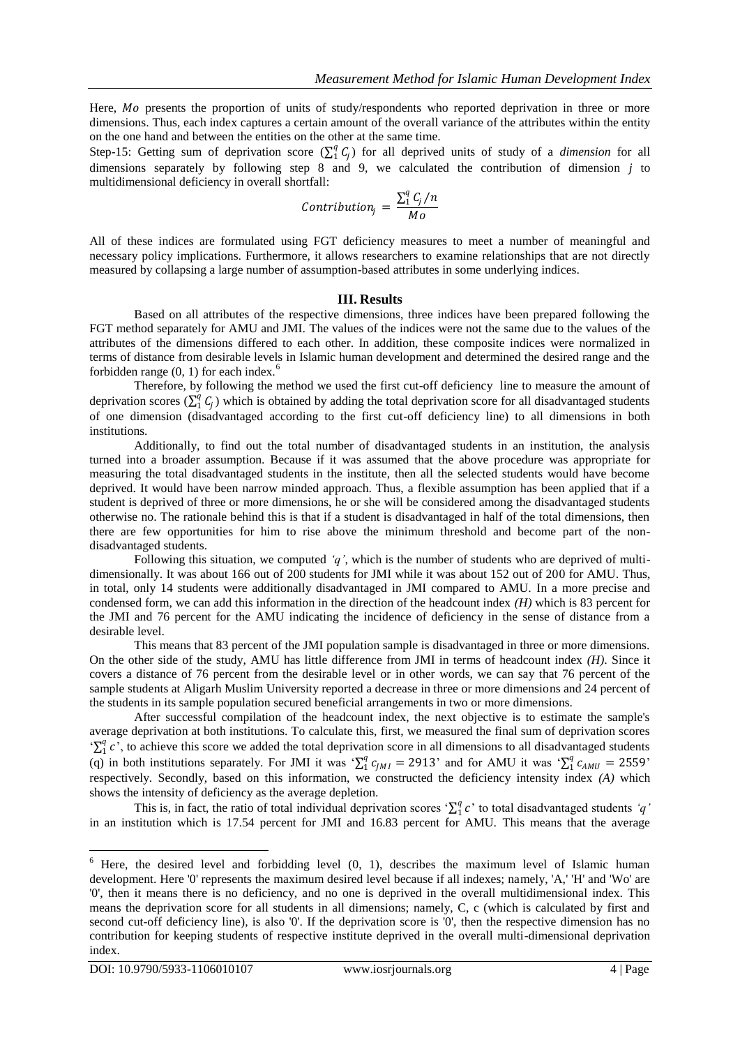Here, $Mo$ presents the proportion of units of study/respondents who reported deprivation in three or more dimensions. Thus, each index captures a certain amount of the overall variance of the attributes within the entity on the one hand and between the entities on the other at the same time.

Step-15: Getting sum of deprivation score ($\sum_1^q C_j$) for all deprived units of study of a *dimension* for all dimensions separately by following step 8 and 9, we calculated the contribution of dimension *j* to multidimensional deficiency in overall shortfall:

$$Contribution_j = \frac{\sum_1^q C_j / n}{Mo}$$

All of these indices are formulated using FGT deficiency measures to meet a number of meaningful and necessary policy implications. Furthermore, it allows researchers to examine relationships that are not directly measured by collapsing a large number of assumption-based attributes in some underlying indices.

## III. Results

Based on all attributes of the respective dimensions, three indices have been prepared following the FGT method separately for AMU and JMI. The values of the indices were not the same due to the values of the attributes of the dimensions differed to each other. In addition, these composite indices were normalized in terms of distance from desirable levels in Islamic human development and determined the desired range and the forbidden range (0, 1) for each index.[6]

Therefore, by following the method we used the first cut-off deficiency line to measure the amount of deprivation scores ($\sum_1^q C_j$) which is obtained by adding the total deprivation score for all disadvantaged students of one dimension (disadvantaged according to the first cut-off deficiency line) to all dimensions in both institutions.

Additionally, to find out the total number of disadvantaged students in an institution, the analysis turned into a broader assumption. Because if it was assumed that the above procedure was appropriate for measuring the total disadvantaged students in the institute, then all the selected students would have become deprived. It would have been narrow minded approach. Thus, a flexible assumption has been applied that if a student is deprived of three or more dimensions, he or she will be considered among the disadvantaged students otherwise no. The rationale behind this is that if a student is disadvantaged in half of the total dimensions, then there are few opportunities for him to rise above the minimum threshold and become part of the non-disadvantaged students.

Following this situation, we computed *'q'*, which is the number of students who are deprived of multi-dimensionally. It was about 166 out of 200 students for JMI while it was about 152 out of 200 for AMU. Thus, in total, only 14 students were additionally disadvantaged in JMI compared to AMU. In a more precise and condensed form, we can add this information in the direction of the headcount index *(H)* which is 83 percent for the JMI and 76 percent for the AMU indicating the incidence of deficiency in the sense of distance from a desirable level.

This means that 83 percent of the JMI population sample is disadvantaged in three or more dimensions. On the other side of the study, AMU has little difference from JMI in terms of headcount index *(H)*. Since it covers a distance of 76 percent from the desirable level or in other words, we can say that 76 percent of the sample students at Aligarh Muslim University reported a decrease in three or more dimensions and 24 percent of the students in its sample population secured beneficial arrangements in two or more dimensions.

After successful compilation of the headcount index, the next objective is to estimate the sample's average deprivation at both institutions. To calculate this, first, we measured the final sum of deprivation scores '$\sum_1^q c$', to achieve this score we added the total deprivation score in all dimensions to all disadvantaged students (q) in both institutions separately. For JMI it was '$\sum_1^q c_{JMI} = 2913$' and for AMU it was '$\sum_1^q c_{AMU} = 2559$' respectively. Secondly, based on this information, we constructed the deficiency intensity index *(A)* which shows the intensity of deficiency as the average depletion.

This is, in fact, the ratio of total individual deprivation scores '$\sum_1^q c$' to total disadvantaged students *'q'* in an institution which is 17.54 percent for JMI and 16.83 percent for AMU. This means that the average

[6] Here, the desired level and forbidding level (0, 1), describes the maximum level of Islamic human development. Here '0' represents the maximum desired level because if all indexes; namely, 'A,' 'H' and 'Wo' are '0', then it means there is no deficiency, and no one is deprived in the overall multidimensional index. This means the deprivation score for all students in all dimensions; namely, C, c (which is calculated by first and second cut-off deficiency line), is also '0'. If the deprivation score is '0', then the respective dimension has no contribution for keeping students of respective institute deprived in the overall multi-dimensional deprivation index.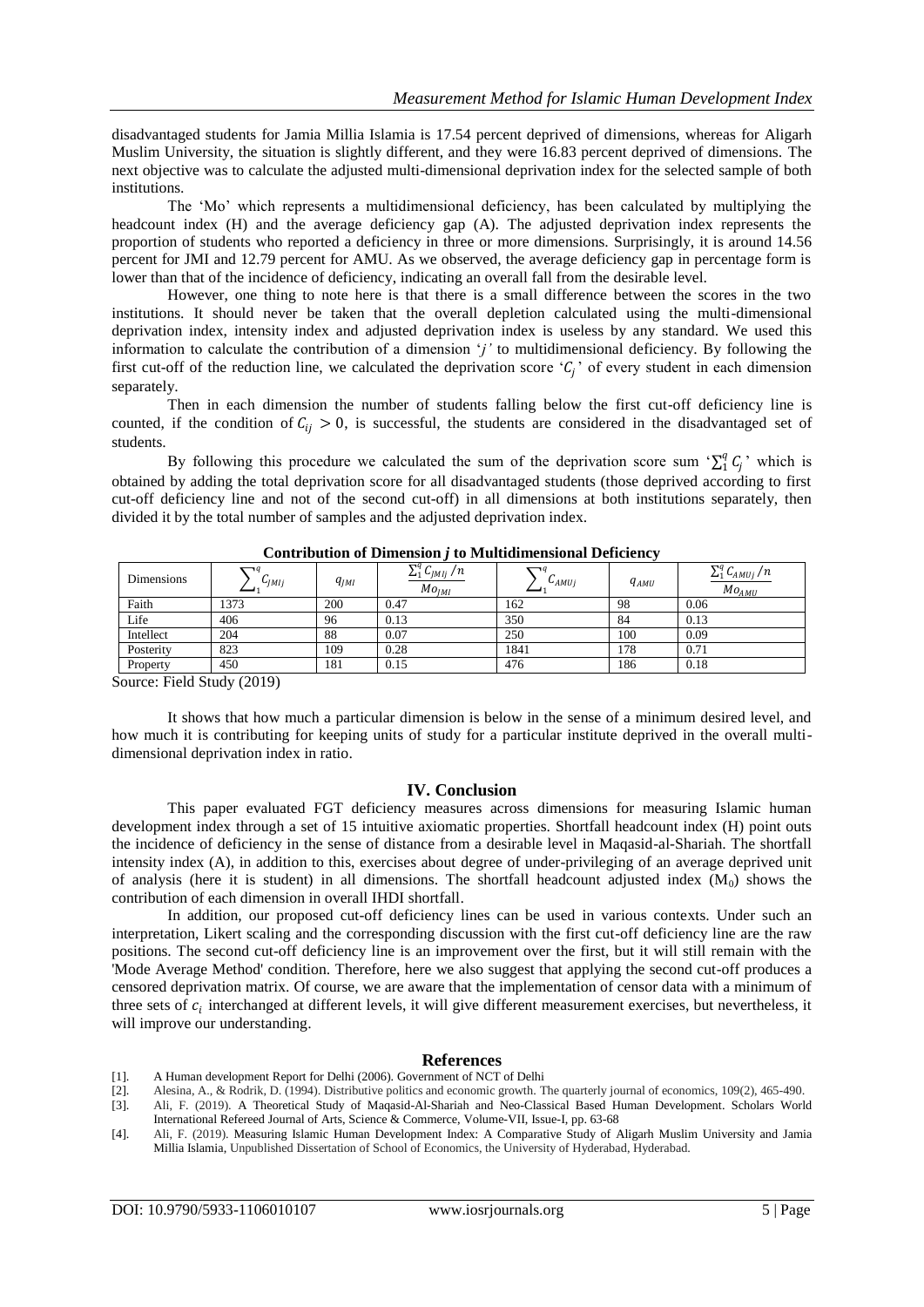disadvantaged students for Jamia Millia Islamia is 17.54 percent deprived of dimensions, whereas for Aligarh Muslim University, the situation is slightly different, and they were 16.83 percent deprived of dimensions. The next objective was to calculate the adjusted multi-dimensional deprivation index for the selected sample of both institutions.

The 'Mo' which represents a multidimensional deficiency, has been calculated by multiplying the headcount index (H) and the average deficiency gap (A). The adjusted deprivation index represents the proportion of students who reported a deficiency in three or more dimensions. Surprisingly, it is around 14.56 percent for JMI and 12.79 percent for AMU. As we observed, the average deficiency gap in percentage form is lower than that of the incidence of deficiency, indicating an overall fall from the desirable level.

However, one thing to note here is that there is a small difference between the scores in the two institutions. It should never be taken that the overall depletion calculated using the multi-dimensional deprivation index, intensity index and adjusted deprivation index is useless by any standard. We used this information to calculate the contribution of a dimension '$j$' to multidimensional deficiency. By following the first cut-off of the reduction line, we calculated the deprivation score '$C_j$' of every student in each dimension separately.

Then in each dimension the number of students falling below the first cut-off deficiency line is counted, if the condition of $C_{ij} > 0$, is successful, the students are considered in the disadvantaged set of students.

By following this procedure we calculated the sum of the deprivation score sum '$\sum_1^q C_j$' which is obtained by adding the total deprivation score for all disadvantaged students (those deprived according to first cut-off deficiency line and not of the second cut-off) in all dimensions at both institutions separately, then divided it by the total number of samples and the adjusted deprivation index.

**Contribution of Dimension *j* to Multidimensional Deficiency**

| Dimensions | $\sum_1^q C_{JMIj}$ | $q_{JMI}$ | $\frac{\sum_1^q C_{JMIj}/n}{Mo_{JMI}}$ | $\sum_1^q C_{AMUj}$ | $q_{AMU}$ | $\frac{\sum_1^q C_{AMUj}/n}{Mo_{AMU}}$ |
|---|---|---|---|---|---|---|
| Faith | 1373 | 200 | 0.47 | 162 | 98 | 0.06 |
| Life | 406 | 96 | 0.13 | 350 | 84 | 0.13 |
| Intellect | 204 | 88 | 0.07 | 250 | 100 | 0.09 |
| Posterity | 823 | 109 | 0.28 | 1841 | 178 | 0.71 |
| Property | 450 | 181 | 0.15 | 476 | 186 | 0.18 |

Source: Field Study (2019)

It shows that how much a particular dimension is below in the sense of a minimum desired level, and how much it is contributing for keeping units of study for a particular institute deprived in the overall multi-dimensional deprivation index in ratio.

## IV. Conclusion

This paper evaluated FGT deficiency measures across dimensions for measuring Islamic human development index through a set of 15 intuitive axiomatic properties. Shortfall headcount index (H) point outs the incidence of deficiency in the sense of distance from a desirable level in Maqasid-al-Shariah. The shortfall intensity index (A), in addition to this, exercises about degree of under-privileging of an average deprived unit of analysis (here it is student) in all dimensions. The shortfall headcount adjusted index ($M_0$) shows the contribution of each dimension in overall IHDI shortfall.

In addition, our proposed cut-off deficiency lines can be used in various contexts. Under such an interpretation, Likert scaling and the corresponding discussion with the first cut-off deficiency line are the raw positions. The second cut-off deficiency line is an improvement over the first, but it will still remain with the 'Mode Average Method' condition. Therefore, here we also suggest that applying the second cut-off produces a censored deprivation matrix. Of course, we are aware that the implementation of censor data with a minimum of three sets of $c_i$ interchanged at different levels, it will give different measurement exercises, but nevertheless, it will improve our understanding.

## References

[1]. A Human development Report for Delhi (2006). Government of NCT of Delhi

[2]. Alesina, A., & Rodrik, D. (1994). Distributive politics and economic growth. The quarterly journal of economics, 109(2), 465-490.

[3]. Ali, F. (2019). A Theoretical Study of Maqasid-Al-Shariah and Neo-Classical Based Human Development. Scholars World International Refereed Journal of Arts, Science & Commerce, Volume-VII, Issue-I, pp. 63-68

[4]. Ali, F. (2019). Measuring Islamic Human Development Index: A Comparative Study of Aligarh Muslim University and Jamia Millia Islamia, Unpublished Dissertation of School of Economics, the University of Hyderabad, Hyderabad.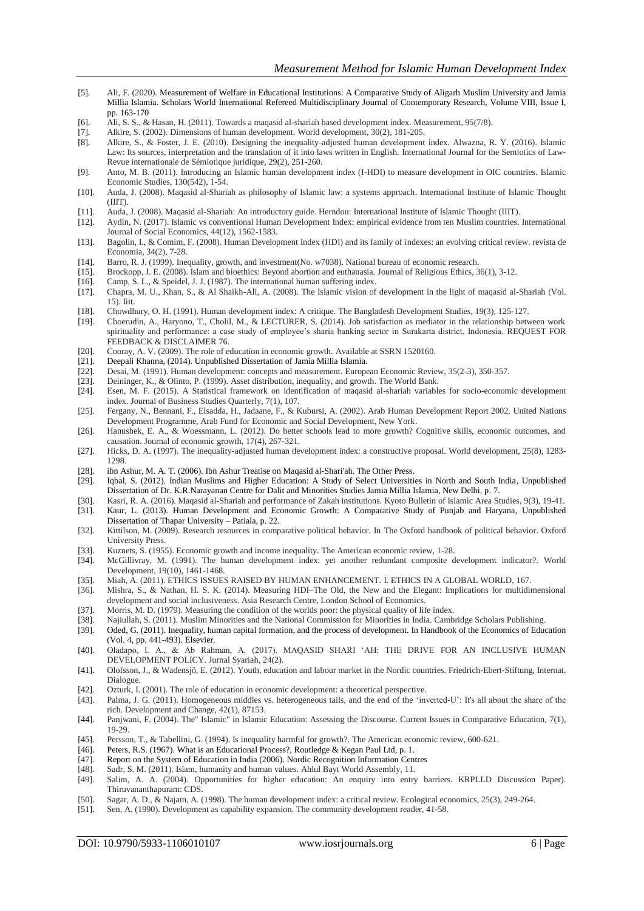[5]. Ali, F. (2020). Measurement of Welfare in Educational Institutions: A Comparative Study of Aligarh Muslim University and Jamia Millia Islamia. Scholars World International Refereed Multidisciplinary Journal of Contemporary Research, Volume VIII, Issue I, pp. 163-170

[6]. Ali, S. S., & Hasan, H. (2011). Towards a maqasid al-shariah based development index. Measurement, 95(7/8).

[7]. Alkire, S. (2002). Dimensions of human development. World development, 30(2), 181-205.

[8]. Alkire, S., & Foster, J. E. (2010). Designing the inequality-adjusted human development index. Alwazna, R. Y. (2016). Islamic Law: Its sources, interpretation and the translation of it into laws written in English. International Journal for the Semiotics of Law-Revue internationale de Sémiotique juridique, 29(2), 251-260.

[9]. Anto, M. B. (2011). Introducing an Islamic human development index (I-HDI) to measure development in OIC countries. Islamic Economic Studies, 130(542), 1-54.

[10]. Auda, J. (2008). Maqasid al-Shariah as philosophy of Islamic law: a systems approach. International Institute of Islamic Thought (IIIT).

[11]. Auda, J. (2008). Maqasid al-Shariah: An introductory guide. Herndon: International Institute of Islamic Thought (IIIT).

[12]. Aydin, N. (2017). Islamic vs conventional Human Development Index: empirical evidence from ten Muslim countries. International Journal of Social Economics, 44(12), 1562-1583.

[13]. Bagolin, I., & Comim, F. (2008). Human Development Index (HDI) and its family of indexes: an evolving critical review. revista de Economia, 34(2), 7-28.

[14]. Barro, R. J. (1999). Inequality, growth, and investment(No. w7038). National bureau of economic research.

[15]. Brockopp, J. E. (2008). Islam and bioethics: Beyond abortion and euthanasia. Journal of Religious Ethics, 36(1), 3-12.

[16]. Camp, S. L., & Speidel, J. J. (1987). The international human suffering index.

[17]. Chapra, M. U., Khan, S., & Al Shaikh-Ali, A. (2008). The Islamic vision of development in the light of maqasid al-Shariah (Vol. 15). Iiit.

[18]. Chowdhury, O. H. (1991). Human development index: A critique. The Bangladesh Development Studies, 19(3), 125-127.

[19]. Choerudin, A., Haryono, T., Cholil, M., & LECTURER, S. (2014). Job satisfaction as mediator in the relationship between work spirituality and performance: a case study of employee's sharia banking sector in Surakarta district, Indonesia. REQUEST FOR FEEDBACK & DISCLAIMER 76.

[20]. Cooray, A. V. (2009). The role of education in economic growth. Available at SSRN 1520160.

[21]. Deepali Khanna, (2014). Unpublished Dissertation of Jamia Millia Islamia.

[22]. Desai, M. (1991). Human development: concepts and measurement. European Economic Review, 35(2-3), 350-357.

[23]. Deininger, K., & Olinto, P. (1999). Asset distribution, inequality, and growth. The World Bank.

[24]. Esen, M. F. (2015). A Statistical framework on identification of maqasid al-shariah variables for socio-economic development index. Journal of Business Studies Quarterly, 7(1), 107.

[25]. Fergany, N., Bennani, F., Elsadda, H., Jadaane, F., & Kubursi, A. (2002). Arab Human Development Report 2002. United Nations Development Programme, Arab Fund for Economic and Social Development, New York.

[26]. Hanushek, E. A., & Woessmann, L. (2012). Do better schools lead to more growth? Cognitive skills, economic outcomes, and causation. Journal of economic growth, 17(4), 267-321.

[27]. Hicks, D. A. (1997). The inequality-adjusted human development index: a constructive proposal. World development, 25(8), 1283-1298.

[28]. ibn Ashur, M. A. T. (2006). Ibn Ashur Treatise on Maqasid al-Shari'ah. The Other Press.

[29]. Iqbal, S. (2012). Indian Muslims and Higher Education: A Study of Select Universities in North and South India, Unpublished Dissertation of Dr. K.R.Narayanan Centre for Dalit and Minorities Studies Jamia Millia Islamia, New Delhi, p. 7.

[30]. Kasri, R. A. (2016). Maqasid al-Shariah and performance of Zakah institutions. Kyoto Bulletin of Islamic Area Studies, 9(3), 19-41.

[31]. Kaur, L. (2013). Human Development and Economic Growth: A Comparative Study of Punjab and Haryana, Unpublished Dissertation of Thapar University – Patiala, p. 22.

[32]. Kittilson, M. (2009). Research resources in comparative political behavior. In The Oxford handbook of political behavior. Oxford University Press.

[33]. Kuznets, S. (1955). Economic growth and income inequality. The American economic review, 1-28.

[34]. McGillivray, M. (1991). The human development index: yet another redundant composite development indicator?. World Development, 19(10), 1461-1468.

[35]. Miah, A. (2011). ETHICS ISSUES RAISED BY HUMAN ENHANCEMENT. I. ETHICS IN A GLOBAL WORLD, 167.

[36]. Mishra, S., & Nathan, H. S. K. (2014). Measuring HDI–The Old, the New and the Elegant: Implications for multidimensional development and social inclusiveness. Asia Research Centre, London School of Economics.

[37]. Morris, M. D. (1979). Measuring the condition of the worlds poor: the physical quality of life index.

[38]. Najiullah, S. (2011). Muslim Minorities and the National Commission for Minorities in India. Cambridge Scholars Publishing.

[39]. Oded, G. (2011). Inequality, human capital formation, and the process of development. In Handbook of the Economics of Education (Vol. 4, pp. 441-493). Elsevier.

[40]. Oladapo, I. A., & Ab Rahman, A. (2017). MAQASID SHARI 'AH: THE DRIVE FOR AN INCLUSIVE HUMAN DEVELOPMENT POLICY. Jurnal Syariah, 24(2).

[41]. Olofsson, J., & Wadensjö, E. (2012). Youth, education and labour market in the Nordic countries. Friedrich-Ebert-Stiftung, Internat. Dialogue.

[42]. Ozturk, I. (2001). The role of education in economic development: a theoretical perspective.

[43]. Palma, J. G. (2011). Homogeneous middles vs. heterogeneous tails, and the end of the 'inverted-U': It's all about the share of the rich. Development and Change, 42(1), 87153.

[44]. Panjwani, F. (2004). The" Islamic" in Islamic Education: Assessing the Discourse. Current Issues in Comparative Education, 7(1), 19-29.

[45]. Persson, T., & Tabellini, G. (1994). Is inequality harmful for growth?. The American economic review, 600-621.

[46]. Peters, R.S. (1967). What is an Educational Process?, Routledge & Kegan Paul Ltd, p. 1.

[47]. Report on the System of Education in India (2006). Nordic Recognition Information Centres

[48]. Sadr, S. M. (2011). Islam, humanity and human values. Ahlul Bayt World Assembly, 11.

[49]. Salim, A. A. (2004). Opportunities for higher education: An enquiry into entry barriers. KRPLLD Discussion Paper). Thiruvananthapuram: CDS.

[50]. Sagar, A. D., & Najam, A. (1998). The human development index: a critical review. Ecological economics, 25(3), 249-264.

[51]. Sen, A. (1990). Development as capability expansion. The community development reader, 41-58.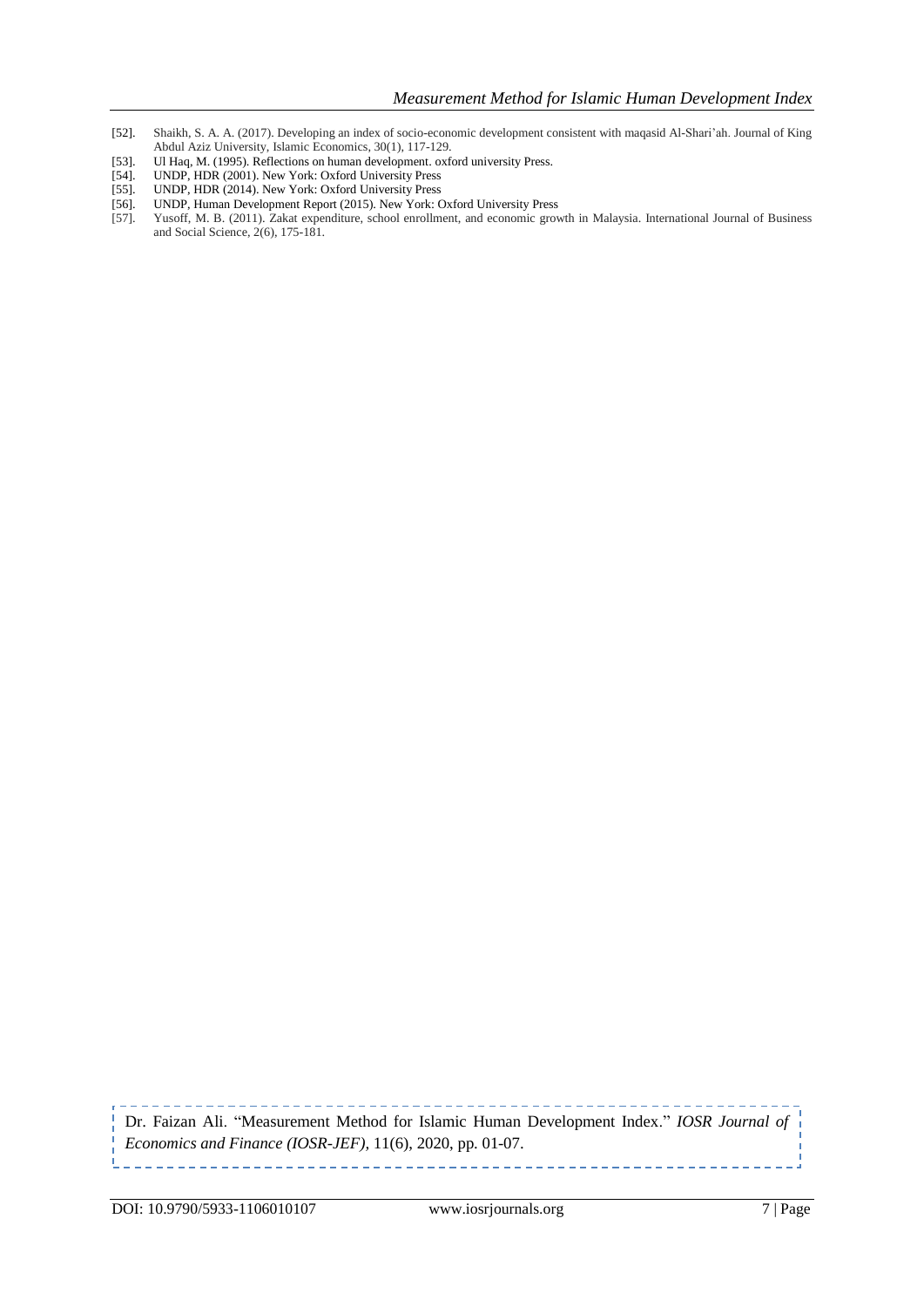[52]. Shaikh, S. A. A. (2017). Developing an index of socio-economic development consistent with maqasid Al-Shari'ah. Journal of King Abdul Aziz University, Islamic Economics, 30(1), 117-129.

[53]. Ul Haq, M. (1995). Reflections on human development. oxford university Press.

[54]. UNDP, HDR (2001). New York: Oxford University Press

[55]. UNDP, HDR (2014). New York: Oxford University Press

[56]. UNDP, Human Development Report (2015). New York: Oxford University Press

[57]. Yusoff, M. B. (2011). Zakat expenditure, school enrollment, and economic growth in Malaysia. International Journal of Business and Social Science, 2(6), 175-181.

Dr. Faizan Ali. "Measurement Method for Islamic Human Development Index." *IOSR Journal of Economics and Finance (IOSR-JEF)*, 11(6), 2020, pp. 01-07.